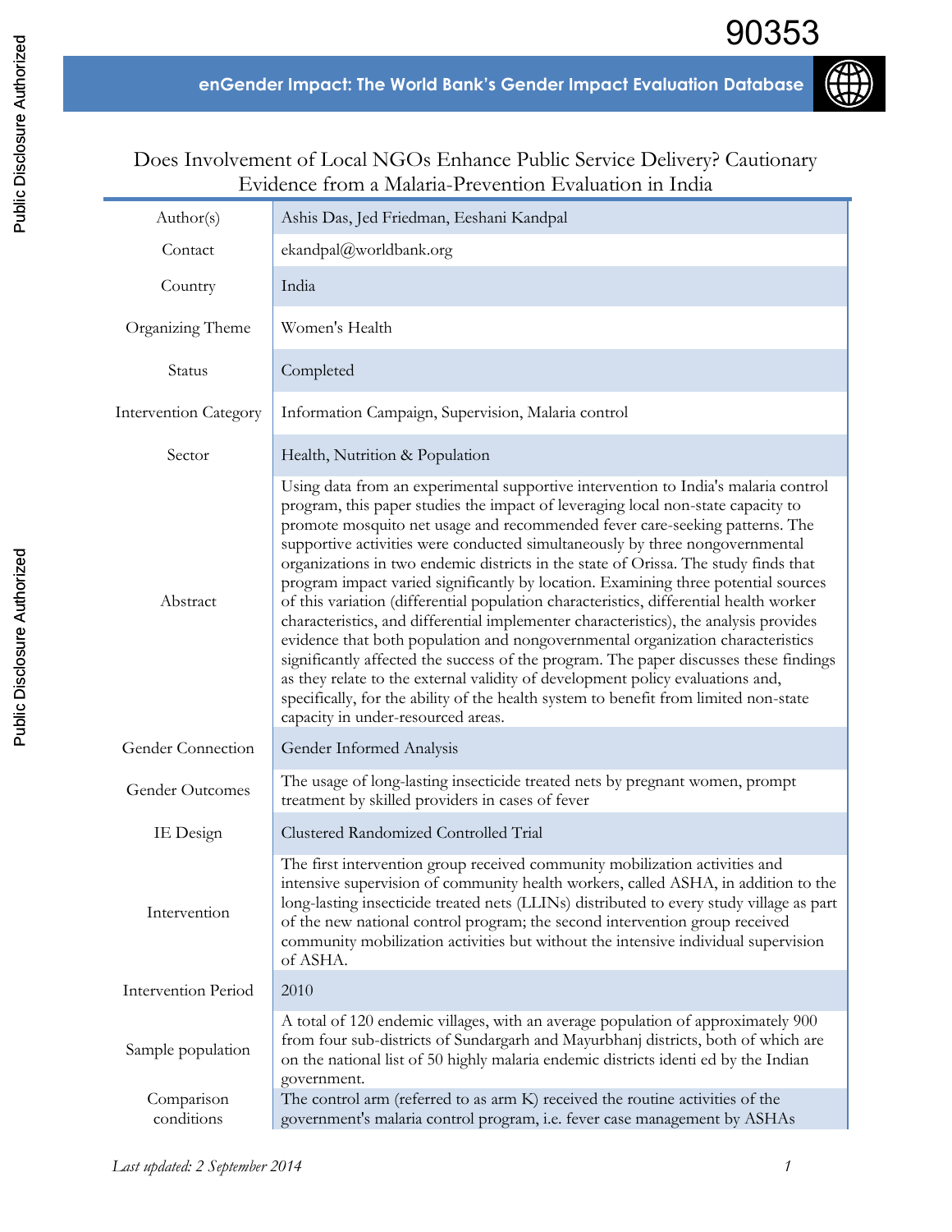# Does Involvement of Local NGOs Enhance Public Service Delivery? Cautionary Evidence from a Malaria-Prevention Evaluation in India

| | |
|---|---|
| Author(s) | Ashis Das, Jed Friedman, Eeshani Kandpal |
| Contact | ekandpal@worldbank.org |
| Country | India |
| Organizing Theme | Women's Health |
| Status | Completed |
| Intervention Category | Information Campaign, Supervision, Malaria control |
| Sector | Health, Nutrition & Population |
| Abstract | Using data from an experimental supportive intervention to India's malaria control program, this paper studies the impact of leveraging local non-state capacity to promote mosquito net usage and recommended fever care-seeking patterns. The supportive activities were conducted simultaneously by three nongovernmental organizations in two endemic districts in the state of Orissa. The study finds that program impact varied significantly by location. Examining three potential sources of this variation (differential population characteristics, differential health worker characteristics, and differential implementer characteristics), the analysis provides evidence that both population and nongovernmental organization characteristics significantly affected the success of the program. The paper discusses these findings as they relate to the external validity of development policy evaluations and, specifically, for the ability of the health system to benefit from limited non-state capacity in under-resourced areas. |
| Gender Connection | Gender Informed Analysis |
| Gender Outcomes | The usage of long-lasting insecticide treated nets by pregnant women, prompt treatment by skilled providers in cases of fever |
| IE Design | Clustered Randomized Controlled Trial |
| Intervention | The first intervention group received community mobilization activities and intensive supervision of community health workers, called ASHA, in addition to the long-lasting insecticide treated nets (LLINs) distributed to every study village as part of the new national control program; the second intervention group received community mobilization activities but without the intensive individual supervision of ASHA. |
| Intervention Period | 2010 |
| Sample population | A total of 120 endemic villages, with an average population of approximately 900 from four sub-districts of Sundargarh and Mayurbhanj districts, both of which are on the national list of 50 highly malaria endemic districts identi ed by the Indian government. |
| Comparison conditions | The control arm (referred to as arm K) received the routine activities of the government's malaria control program, i.e. fever case management by ASHAs |

*Last updated: 2 September 2014*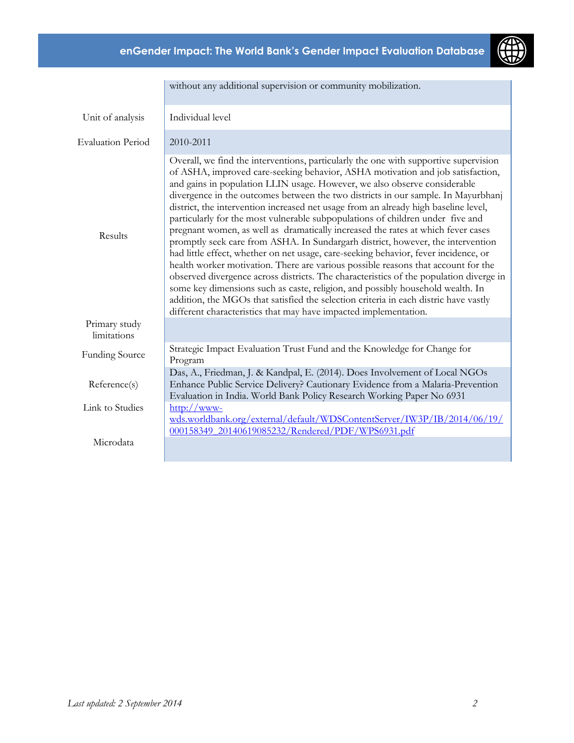| | |
|---|---|
| | without any additional supervision or community mobilization. |
| Unit of analysis | Individual level |
| Evaluation Period | 2010-2011 |
| Results | Overall, we find the interventions, particularly the one with supportive supervision of ASHA, improved care-seeking behavior, ASHA motivation and job satisfaction, and gains in population LLIN usage. However, we also observe considerable divergence in the outcomes between the two districts in our sample. In Mayurbhanj district, the intervention increased net usage from an already high baseline level, particularly for the most vulnerable subpopulations of children under five and pregnant women, as well as dramatically increased the rates at which fever cases promptly seek care from ASHA. In Sundargarh district, however, the intervention had little effect, whether on net usage, care-seeking behavior, fever incidence, or health worker motivation. There are various possible reasons that account for the observed divergence across districts. The characteristics of the population diverge in some key dimensions such as caste, religion, and possibly household wealth. In addition, the MGOs that satisfied the selection criteria in each distric have vastly different characteristics that may have impacted implementation. |
| Primary study limitations | |
| Funding Source | Strategic Impact Evaluation Trust Fund and the Knowledge for Change for Program |
| Reference(s) | Das, A., Friedman, J. & Kandpal, E. (2014). Does Involvement of Local NGOs Enhance Public Service Delivery? Cautionary Evidence from a Malaria-Prevention Evaluation in India. World Bank Policy Research Working Paper No 6931 |
| Link to Studies | [http://www-wds.worldbank.org/external/default/WDSContentServer/IW3P/IB/2014/06/19/000158349_20140619085232/Rendered/PDF/WPS6931.pdf](http://www-wds.worldbank.org/external/default/WDSContentServer/IW3P/IB/2014/06/19/000158349_20140619085232/Rendered/PDF/WPS6931.pdf) |
| Microdata | |

*Last updated: 2 September 2014*